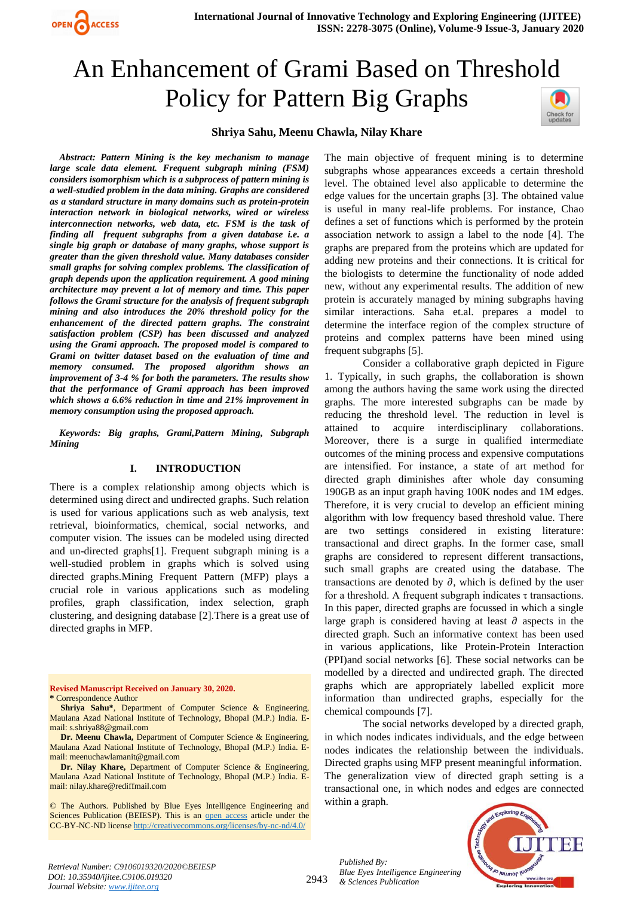# An Enhancement of Grami Based on Threshold Policy for Pattern Big Graphs

**Shriya Sahu, Meenu Chawla, Nilay Khare**

***Abstract: Pattern Mining is the key mechanism to manage large scale data element. Frequent subgraph mining (FSM) considers isomorphism which is a subprocess of pattern mining is a well-studied problem in the data mining. Graphs are considered as a standard structure in many domains such as protein-protein interaction network in biological networks, wired or wireless interconnection networks, web data, etc. FSM is the task of finding all frequent subgraphs from a given database i.e. a single big graph or database of many graphs, whose support is greater than the given threshold value. Many databases consider small graphs for solving complex problems. The classification of graph depends upon the application requirement. A good mining architecture may prevent a lot of memory and time. This paper follows the Grami structure for the analysis of frequent subgraph mining and also introduces the 20% threshold policy for the enhancement of the directed pattern graphs. The constraint satisfaction problem (CSP) has been discussed and analyzed using the Grami approach. The proposed model is compared to Grami on twitter dataset based on the evaluation of time and memory consumed. The proposed algorithm shows an improvement of 3-4 % for both the parameters. The results show that the performance of Grami approach has been improved which shows a 6.6% reduction in time and 21% improvement in memory consumption using the proposed approach.***

***Keywords: Big graphs, Grami,Pattern Mining, Subgraph Mining***

## I. INTRODUCTION

There is a complex relationship among objects which is determined using direct and undirected graphs. Such relation is used for various applications such as web analysis, text retrieval, bioinformatics, chemical, social networks, and computer vision. The issues can be modeled using directed and un-directed graphs[1]. Frequent subgraph mining is a well-studied problem in graphs which is solved using directed graphs.Mining Frequent Pattern (MFP) plays a crucial role in various applications such as modeling profiles, graph classification, index selection, graph clustering, and designing database [2].There is a great use of directed graphs in MFP.

**Revised Manuscript Received on January 30, 2020.**

\* Correspondence Author

**Shriya Sahu\***, Department of Computer Science & Engineering, Maulana Azad National Institute of Technology, Bhopal (M.P.) India. E-mail: s.shriya88@gmail.com

**Dr. Meenu Chawla,** Department of Computer Science & Engineering, Maulana Azad National Institute of Technology, Bhopal (M.P.) India. E-mail: meenuchawlamanit@gmail.com

**Dr. Nilay Khare,** Department of Computer Science & Engineering, Maulana Azad National Institute of Technology, Bhopal (M.P.) India. E-mail: nilay.khare@rediffmail.com

© The Authors. Published by Blue Eyes Intelligence Engineering and Sciences Publication (BEIESP). This is an open access article under the CC-BY-NC-ND license http://creativecommons.org/licenses/by-nc-nd/4.0/

The main objective of frequent mining is to determine subgraphs whose appearances exceeds a certain threshold level. The obtained level also applicable to determine the edge values for the uncertain graphs [3]. The obtained value is useful in many real-life problems. For instance, Chao defines a set of functions which is performed by the protein association network to assign a label to the node [4]. The graphs are prepared from the proteins which are updated for adding new proteins and their connections. It is critical for the biologists to determine the functionality of node added new, without any experimental results. The addition of new protein is accurately managed by mining subgraphs having similar interactions. Saha et.al. prepares a model to determine the interface region of the complex structure of proteins and complex patterns have been mined using frequent subgraphs [5].

Consider a collaborative graph depicted in Figure 1. Typically, in such graphs, the collaboration is shown among the authors having the same work using the directed graphs. The more interested subgraphs can be made by reducing the threshold level. The reduction in level is attained to acquire interdisciplinary collaborations. Moreover, there is a surge in qualified intermediate outcomes of the mining process and expensive computations are intensified. For instance, a state of art method for directed graph diminishes after whole day consuming 190GB as an input graph having 100K nodes and 1M edges. Therefore, it is very crucial to develop an efficient mining algorithm with low frequency based threshold value. There are two settings considered in existing literature: transactional and direct graphs. In the former case, small graphs are considered to represent different transactions, such small graphs are created using the database. The transactions are denoted by $\partial$, which is defined by the user for a threshold. A frequent subgraph indicates $\tau$ transactions. In this paper, directed graphs are focussed in which a single large graph is considered having at least $\partial$ aspects in the directed graph. Such an informative context has been used in various applications, like Protein-Protein Interaction (PPI)and social networks [6]. These social networks can be modelled by a directed and undirected graph. The directed graphs which are appropriately labelled explicit more information than undirected graphs, especially for the chemical compounds [7].

The social networks developed by a directed graph, in which nodes indicates individuals, and the edge between nodes indicates the relationship between the individuals. Directed graphs using MFP present meaningful information. The generalization view of directed graph setting is a transactional one, in which nodes and edges are connected within a graph.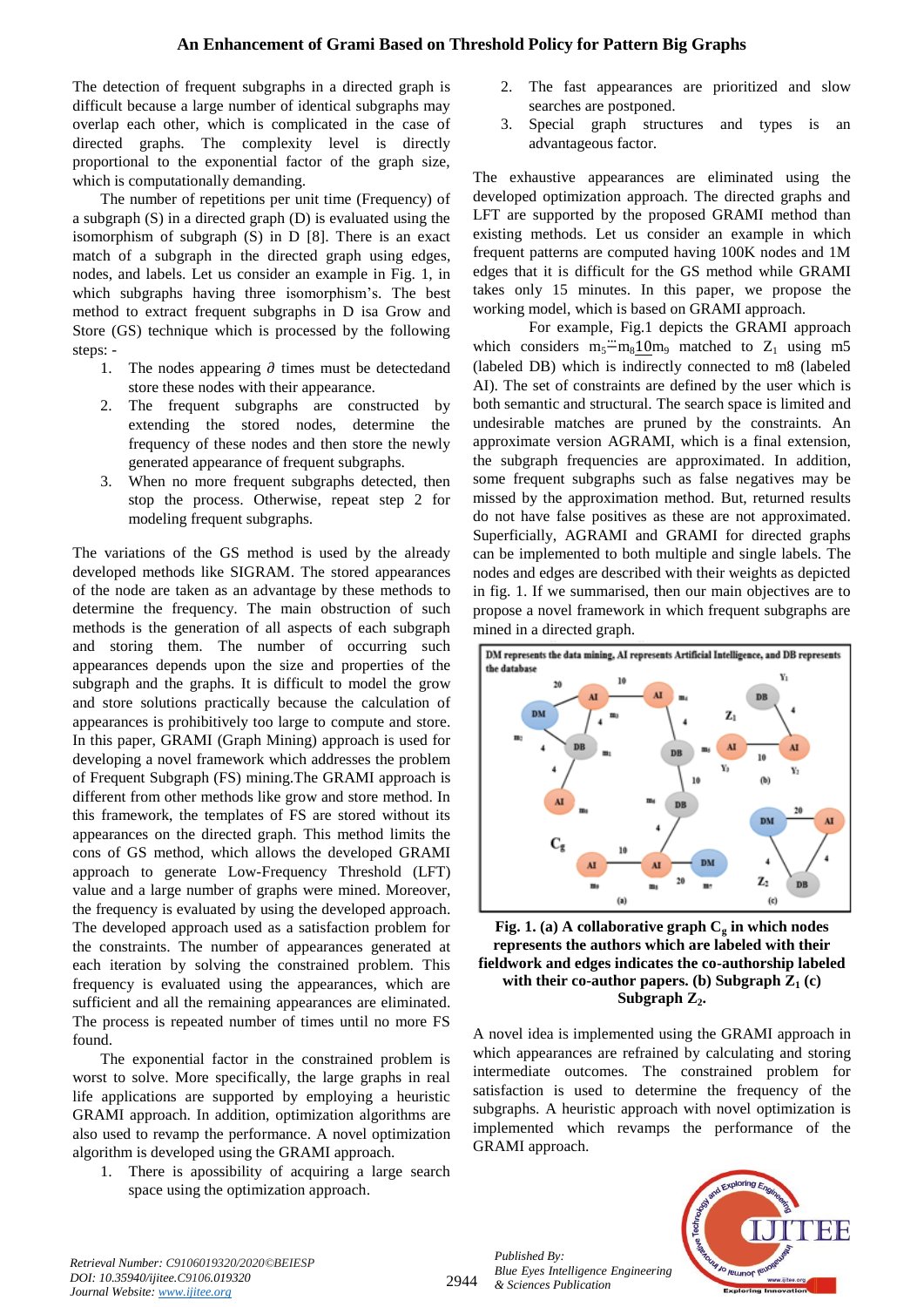The detection of frequent subgraphs in a directed graph is difficult because a large number of identical subgraphs may overlap each other, which is complicated in the case of directed graphs. The complexity level is directly proportional to the exponential factor of the graph size, which is computationally demanding.

The number of repetitions per unit time (Frequency) of a subgraph (S) in a directed graph (D) is evaluated using the isomorphism of subgraph (S) in D [8]. There is an exact match of a subgraph in the directed graph using edges, nodes, and labels. Let us consider an example in Fig. 1, in which subgraphs having three isomorphism's. The best method to extract frequent subgraphs in D isa Grow and Store (GS) technique which is processed by the following steps: -

1. The nodes appearing $\partial$ times must be detectedand store these nodes with their appearance.
2. The frequent subgraphs are constructed by extending the stored nodes, determine the frequency of these nodes and then store the newly generated appearance of frequent subgraphs.
3. When no more frequent subgraphs detected, then stop the process. Otherwise, repeat step 2 for modeling frequent subgraphs.

The variations of the GS method is used by the already developed methods like SIGRAM. The stored appearances of the node are taken as an advantage by these methods to determine the frequency. The main obstruction of such methods is the generation of all aspects of each subgraph and storing them. The number of occurring such appearances depends upon the size and properties of the subgraph and the graphs. It is difficult to model the grow and store solutions practically because the calculation of appearances is prohibitively too large to compute and store. In this paper, GRAMI (Graph Mining) approach is used for developing a novel framework which addresses the problem of Frequent Subgraph (FS) mining.The GRAMI approach is different from other methods like grow and store method. In this framework, the templates of FS are stored without its appearances on the directed graph. This method limits the cons of GS method, which allows the developed GRAMI approach to generate Low-Frequency Threshold (LFT) value and a large number of graphs were mined. Moreover, the frequency is evaluated by using the developed approach. The developed approach used as a satisfaction problem for the constraints. The number of appearances generated at each iteration by solving the constrained problem. This frequency is evaluated using the appearances, which are sufficient and all the remaining appearances are eliminated. The process is repeated number of times until no more FS found.

The exponential factor in the constrained problem is worst to solve. More specifically, the large graphs in real life applications are supported by employing a heuristic GRAMI approach. In addition, optimization algorithms are also used to revamp the performance. A novel optimization algorithm is developed using the GRAMI approach.

1. There is apossibility of acquiring a large search space using the optimization approach.
2. The fast appearances are prioritized and slow searches are postponed.
3. Special graph structures and types is an advantageous factor.

The exhaustive appearances are eliminated using the developed optimization approach. The directed graphs and LFT are supported by the proposed GRAMI method than existing methods. Let us consider an example in which frequent patterns are computed having 100K nodes and 1M edges that it is difficult for the GS method while GRAMI takes only 15 minutes. In this paper, we propose the working model, which is based on GRAMI approach.

For example, Fig.1 depicts the GRAMI approach which considers $m_5 \cdots m_8 10 m_9$ matched to $Z_1$ using m5 (labeled DB) which is indirectly connected to m8 (labeled AI). The set of constraints are defined by the user which is both semantic and structural. The search space is limited and undesirable matches are pruned by the constraints. An approximate version AGRAMI, which is a final extension, the subgraph frequencies are approximated. In addition, some frequent subgraphs such as false negatives may be missed by the approximation method. But, returned results do not have false positives as these are not approximated. Superficially, AGRAMI and GRAMI for directed graphs can be implemented to both multiple and single labels. The nodes and edges are described with their weights as depicted in fig. 1. If we summarised, then our main objectives are to propose a novel framework in which frequent subgraphs are mined in a directed graph.

**Fig. 1. (a) A collaborative graph $C_g$ in which nodes represents the authors which are labeled with their fieldwork and edges indicates the co-authorship labeled with their co-author papers. (b) Subgraph $Z_1$ (c) Subgraph $Z_2$.**

A novel idea is implemented using the GRAMI approach in which appearances are refrained by calculating and storing intermediate outcomes. The constrained problem for satisfaction is used to determine the frequency of the subgraphs. A heuristic approach with novel optimization is implemented which revamps the performance of the GRAMI approach.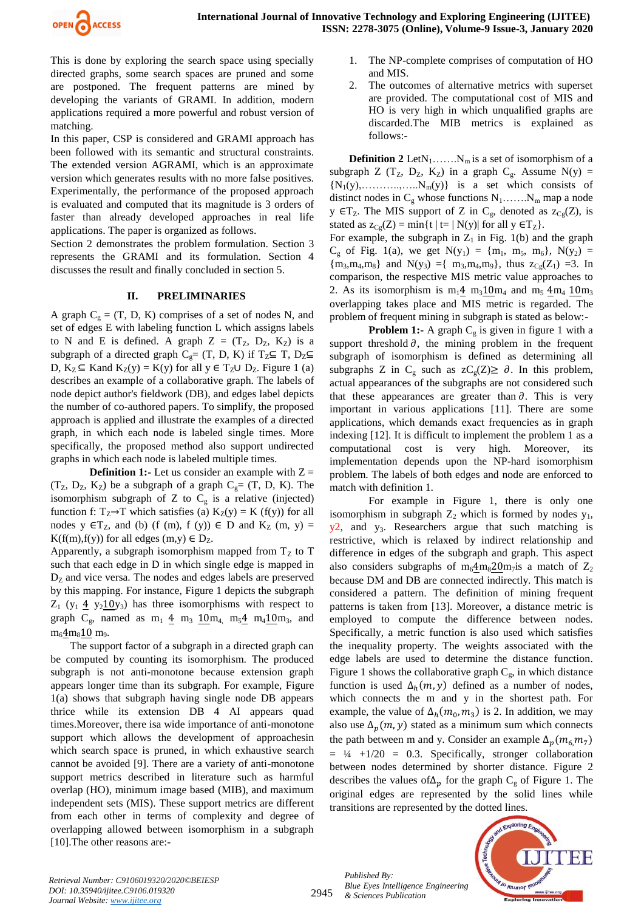This is done by exploring the search space using specially directed graphs, some search spaces are pruned and some are postponed. The frequent patterns are mined by developing the variants of GRAMI. In addition, modern applications required a more powerful and robust version of matching.

In this paper, CSP is considered and GRAMI approach has been followed with its semantic and structural constraints. The extended version AGRAMI, which is an approximate version which generates results with no more false positives. Experimentally, the performance of the proposed approach is evaluated and computed that its magnitude is 3 orders of faster than already developed approaches in real life applications. The paper is organized as follows.

Section 2 demonstrates the problem formulation. Section 3 represents the GRAMI and its formulation. Section 4 discusses the result and finally concluded in section 5.

## II. PRELIMINARIES

A graph $C_g$ = (T, D, K) comprises of a set of nodes N, and set of edges E with labeling function L which assigns labels to N and E is defined. A graph Z = ($T_Z$, $D_Z$, $K_Z$) is a subgraph of a directed graph $C_g$= (T, D, K) if $T_Z \subseteq$ T, $D_Z \subseteq$ D, $K_Z \subseteq$ Kand $K_Z(y)$ = K(y) for all y ∈ $T_Z \cup D_Z$. Figure 1 (a) describes an example of a collaborative graph. The labels of node depict author's fieldwork (DB), and edges label depicts the number of co-authored papers. To simplify, the proposed approach is applied and illustrate the examples of a directed graph, in which each node is labeled single times. More specifically, the proposed method also support undirected graphs in which each node is labeled multiple times.

**Definition 1:-** Let us consider an example with Z = ($T_Z$, $D_Z$, $K_Z$) be a subgraph of a graph $C_g$= (T, D, K). The isomorphism subgraph of Z to $C_g$ is a relative (injected) function f: $T_Z \rightarrow T$ which satisfies (a) $K_Z(y)$ = K (f(y)) for all nodes y ∈$T_Z$, and (b) (f (m), f (y)) ∈ D and $K_Z$ (m, y) = K(f(m),f(y)) for all edges (m,y) ∈ $D_Z$.

Apparently, a subgraph isomorphism mapped from $T_Z$ to T such that each edge in D in which single edge is mapped in $D_Z$ and vice versa. The nodes and edges labels are preserved by this mapping. For instance, Figure 1 depicts the subgraph $Z_1$ ($y_1$ $\underline{4}$ $y_2\underline{10}y_3$) has three isomorphisms with respect to graph $C_g$, named as $m_1$ $\underline{4}$ $m_3$ $\underline{10}m_4$, $m_5\underline{4}$ $m_4\underline{10}m_3$, and $m_6\underline{4}m_8\underline{10}$ $m_9$.

The support factor of a subgraph in a directed graph can be computed by counting its isomorphism. The produced subgraph is not anti-monotone because extension graph appears longer time than its subgraph. For example, Figure 1(a) shows that subgraph having single node DB appears thrice while its extension DB 4 AI appears quad times.Moreover, there isa wide importance of anti-monotone support which allows the development of approachesin which search space is pruned, in which exhaustive search cannot be avoided [9]. There are a variety of anti-monotone support metrics described in literature such as harmful overlap (HO), minimum image based (MIB), and maximum independent sets (MIS). These support metrics are different from each other in terms of complexity and degree of overlapping allowed between isomorphism in a subgraph [10].The other reasons are:-

1. The NP-complete comprises of computation of HO and MIS.
2. The outcomes of alternative metrics with superset are provided. The computational cost of MIS and HO is very high in which unqualified graphs are discarded.The MIB metrics is explained as follows:-

**Definition 2** Let$N_1$.......$N_m$ is a set of isomorphism of a subgraph Z ($T_Z$, $D_Z$, $K_Z$) in a graph $C_g$. Assume N(y) = {$N_1$(y),...........,.....$N_m$(y)} is a set which consists of distinct nodes in $C_g$ whose functions $N_1$.......$N_m$ map a node y ∈$T_Z$. The MIS support of Z in $C_g$, denoted as $z_{Cg}(Z)$, is stated as $z_{Cg}(Z)$ = min{t | t= | N(y)| for all y ∈$T_Z$}.

For example, the subgraph in $Z_1$ in Fig. 1(b) and the graph $C_g$ of Fig. 1(a), we get N($y_1$) = {$m_1$, $m_5$, $m_6$}, N($y_2$) = {$m_3$,$m_4$,$m_8$} and N($y_3$) ={ $m_3$,$m_4$,$m_9$}, thus $z_{Cg}(Z_1)$ =3. In comparison, the respective MIS metric value approaches to 2. As its isomorphism is $m_1\underline{4}$ $m_3\underline{10}m_4$ and $m_5$ $\underline{4}m_4$ $\underline{10}m_3$ overlapping takes place and MIS metric is regarded. The problem of frequent mining in subgraph is stated as below:-

**Problem 1:-** A graph $C_g$ is given in figure 1 with a support threshold $\partial$, the mining problem in the frequent subgraph of isomorphism is defined as determining all subgraphs Z in $C_g$ such as $zC_g(Z) \geq \partial$. In this problem, actual appearances of the subgraphs are not considered such that these appearances are greater than $\partial$. This is very important in various applications [11]. There are some applications, which demands exact frequencies as in graph indexing [12]. It is difficult to implement the problem 1 as a computational cost is very high. Moreover, its implementation depends upon the NP-hard isomorphism problem. The labels of both edges and node are enforced to match with definition 1.

For example in Figure 1, there is only one isomorphism in subgraph $Z_2$ which is formed by nodes $y_1$, $y_2$, and $y_3$. Researchers argue that such matching is restrictive, which is relaxed by indirect relationship and difference in edges of the subgraph and graph. This aspect also considers subgraphs of $m_6\underline{4}m_8\underline{20}m_7$is a match of $Z_2$ because DM and DB are connected indirectly. This match is considered a pattern. The definition of mining frequent patterns is taken from [13]. Moreover, a distance metric is employed to compute the difference between nodes. Specifically, a metric function is also used which satisfies the inequality property. The weights associated with the edge labels are used to determine the distance function. Figure 1 shows the collaborative graph $C_g$, in which distance function is used $\Delta_h(m, y)$ defined as a number of nodes, which connects the m and y in the shortest path. For example, the value of $\Delta_h(m_0, m_3)$ is 2. In addition, we may also use $\Delta_p(m, y)$ stated as a minimum sum which connects the path between m and y. Consider an example $\Delta_p(m_6, m_7)$ = ¼ +1/20 = 0.3. Specifically, stronger collaboration between nodes determined by shorter distance. Figure 2 describes the values of$\Delta_p$ for the graph $C_g$ of Figure 1. The original edges are represented by the solid lines while transitions are represented by the dotted lines.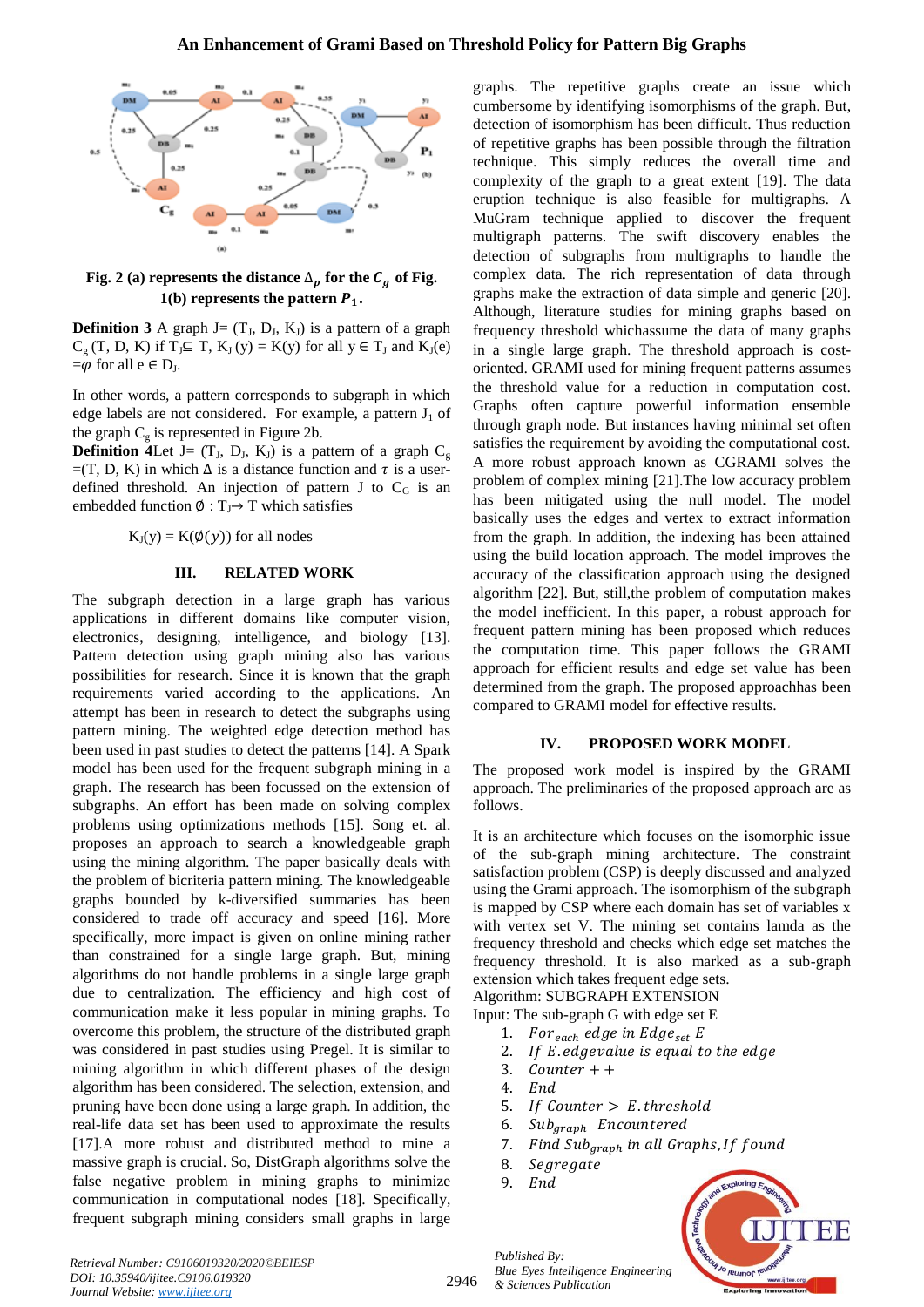**Fig. 2 (a) represents the distance $\Delta_p$ for the $C_g$ of Fig. 1(b) represents the pattern $P_1$.**

**Definition 3** A graph J= ($T_J$, $D_J$, $K_J$) is a pattern of a graph $C_g$ (T, D, K) if $T_J \subseteq T$, $K_J(y) = K(y)$ for all $y \in T_J$ and $K_J(e) = \varphi$ for all $e \in D_J$.

In other words, a pattern corresponds to subgraph in which edge labels are not considered. For example, a pattern $J_1$ of the graph $C_g$ is represented in Figure 2b.

**Definition 4**Let J= ($T_J$, $D_J$, $K_J$) is a pattern of a graph $C_g$ =(T, D, K) in which $\Delta$ is a distance function and $\tau$ is a user-defined threshold. An injection of pattern J to $C_G$ is an embedded function $\emptyset : T_J \rightarrow T$ which satisfies

$$K_J(y) = K(\emptyset(y)) \text{ for all nodes}$$

## III. RELATED WORK

The subgraph detection in a large graph has various applications in different domains like computer vision, electronics, designing, intelligence, and biology [13]. Pattern detection using graph mining also has various possibilities for research. Since it is known that the graph requirements varied according to the applications. An attempt has been in research to detect the subgraphs using pattern mining. The weighted edge detection method has been used in past studies to detect the patterns [14]. A Spark model has been used for the frequent subgraph mining in a graph. The research has been focussed on the extension of subgraphs. An effort has been made on solving complex problems using optimizations methods [15]. Song et. al. proposes an approach to search a knowledgeable graph using the mining algorithm. The paper basically deals with the problem of bicriteria pattern mining. The knowledgeable graphs bounded by k-diversified summaries has been considered to trade off accuracy and speed [16]. More specifically, more impact is given on online mining rather than constrained for a single large graph. But, mining algorithms do not handle problems in a single large graph due to centralization. The efficiency and high cost of communication make it less popular in mining graphs. To overcome this problem, the structure of the distributed graph was considered in past studies using Pregel. It is similar to mining algorithm in which different phases of the design algorithm has been considered. The selection, extension, and pruning have been done using a large graph. In addition, the real-life data set has been used to approximate the results [17].A more robust and distributed method to mine a massive graph is crucial. So, DistGraph algorithms solve the false negative problem in mining graphs to minimize communication in computational nodes [18]. Specifically, frequent subgraph mining considers small graphs in large graphs. The repetitive graphs create an issue which cumbersome by identifying isomorphisms of the graph. But, detection of isomorphism has been difficult. Thus reduction of repetitive graphs has been possible through the filtration technique. This simply reduces the overall time and complexity of the graph to a great extent [19]. The data eruption technique is also feasible for multigraphs. A MuGram technique applied to discover the frequent multigraph patterns. The swift discovery enables the detection of subgraphs from multigraphs to handle the complex data. The rich representation of data through graphs make the extraction of data simple and generic [20]. Although, literature studies for mining graphs based on frequency threshold whichassume the data of many graphs in a single large graph. The threshold approach is cost-oriented. GRAMI used for mining frequent patterns assumes the threshold value for a reduction in computation cost. Graphs often capture powerful information ensemble through graph node. But instances having minimal set often satisfies the requirement by avoiding the computational cost. A more robust approach known as CGRAMI solves the problem of complex mining [21].The low accuracy problem has been mitigated using the null model. The model basically uses the edges and vertex to extract information from the graph. In addition, the indexing has been attained using the build location approach. The model improves the accuracy of the classification approach using the designed algorithm [22]. But, still,the problem of computation makes the model inefficient. In this paper, a robust approach for frequent pattern mining has been proposed which reduces the computation time. This paper follows the GRAMI approach for efficient results and edge set value has been determined from the graph. The proposed approachhas been compared to GRAMI model for effective results.

## IV. PROPOSED WORK MODEL

The proposed work model is inspired by the GRAMI approach. The preliminaries of the proposed approach are as follows.

It is an architecture which focuses on the isomorphic issue of the sub-graph mining architecture. The constraint satisfaction problem (CSP) is deeply discussed and analyzed using the Grami approach. The isomorphism of the subgraph is mapped by CSP where each domain has set of variables x with vertex set V. The mining set contains lamda as the frequency threshold and checks which edge set matches the frequency threshold. It is also marked as a sub-graph extension which takes frequent edge sets.

Algorithm: SUBGRAPH EXTENSION

Input: The sub-graph G with edge set E

1. $For_{each}$ *edge in* $Edge_{set}$ $E$
2. *If* $E.edgevalue$ *is equal to the edge*
3. $Counter++$
4. *End*
5. *If* $Counter > E.threshold$
6. $Sub_{graph}$ *Encountered*
7. *Find* $Sub_{graph}$ *in all Graphs, If found*
8. *Segregate*
9. *End*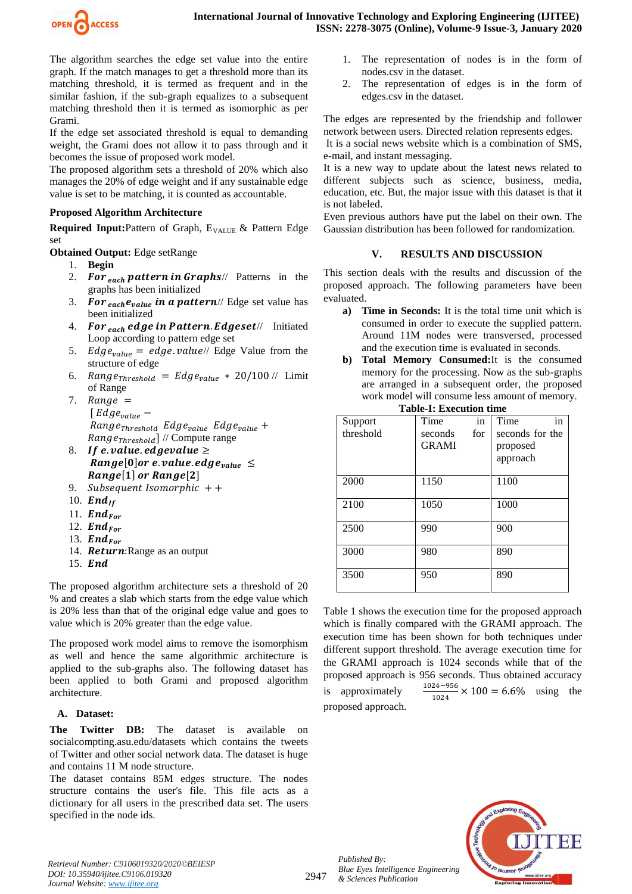The algorithm searches the edge set value into the entire graph. If the match manages to get a threshold more than its matching threshold, it is termed as frequent and in the similar fashion, if the sub-graph equalizes to a subsequent matching threshold then it is termed as isomorphic as per Grami.

If the edge set associated threshold is equal to demanding weight, the Grami does not allow it to pass through and it becomes the issue of proposed work model.

The proposed algorithm sets a threshold of 20% which also manages the 20% of edge weight and if any sustainable edge value is set to be matching, it is counted as accountable.

**Proposed Algorithm Architecture**

**Required Input:**Pattern of Graph, $E_{VALUE}$ & Pattern Edge set

**Obtained Output:** Edge setRange

1. **Begin**
2. $\boldsymbol{For_{each}\ pattern\ in\ Graphs}$// Patterns in the graphs has been initialized
3. $\boldsymbol{For_{each} e_{value}\ in\ a\ pattern}$// Edge set value has been initialized
4. $\boldsymbol{For_{each}\ edge\ in\ Pattern.Edgeset}$// Initiated Loop according to pattern edge set
5. $Edge_{value} = edge.value$// Edge Value from the structure of edge
6. $Range_{Threshold} = Edge_{value} * 20/100$ // Limit of Range
7. $Range = [Edge_{value} - Range_{Threshold}\ Edge_{value}\ Edge_{value} + Range_{Threshold}]$ // Compute range
8. $\boldsymbol{If\ e.value.edgevalue \geq Range[0] or\ e.value.edge_{value} \leq Range[1]\ or\ Range[2]}$
9. $Subsequent\ Isomorphic\ ++$
10. $\boldsymbol{End_{If}}$
11. $\boldsymbol{End_{For}}$
12. $\boldsymbol{End_{For}}$
13. $\boldsymbol{End_{For}}$
14. $\boldsymbol{Return}$:Range as an output
15. $\boldsymbol{End}$

The proposed algorithm architecture sets a threshold of 20 % and creates a slab which starts from the edge value which is 20% less than that of the original edge value and goes to value which is 20% greater than the edge value.

The proposed work model aims to remove the isomorphism as well and hence the same algorithmic architecture is applied to the sub-graphs also. The following dataset has been applied to both Grami and proposed algorithm architecture.

### A. Dataset:

**The Twitter DB:** The dataset is available on socialcompting.asu.edu/datasets which contains the tweets of Twitter and other social network data. The dataset is huge and contains 11 M node structure.

The dataset contains 85M edges structure. The nodes structure contains the user's file. This file acts as a dictionary for all users in the prescribed data set. The users specified in the node ids.

1. The representation of nodes is in the form of nodes.csv in the dataset.
2. The representation of edges is in the form of edges.csv in the dataset.

The edges are represented by the friendship and follower network between users. Directed relation represents edges.

It is a social news website which is a combination of SMS, e-mail, and instant messaging.

It is a new way to update about the latest news related to different subjects such as science, business, media, education, etc. But, the major issue with this dataset is that it is not labeled.

Even previous authors have put the label on their own. The Gaussian distribution has been followed for randomization.

## V. RESULTS AND DISCUSSION

This section deals with the results and discussion of the proposed approach. The following parameters have been evaluated.

a) **Time in Seconds:** It is the total time unit which is consumed in order to execute the supplied pattern. Around 11M nodes were transversed, processed and the execution time is evaluated in seconds.
b) **Total Memory Consumed:**It is the consumed memory for the processing. Now as the sub-graphs are arranged in a subsequent order, the proposed work model will consume less amount of memory.

**Table-I: Execution time**

| Support threshold | Time in seconds for GRAMI | Time in seconds for the proposed approach |
|---|---|---|
| 2000 | 1150 | 1100 |
| 2100 | 1050 | 1000 |
| 2500 | 990 | 900 |
| 3000 | 980 | 890 |
| 3500 | 950 | 890 |

Table 1 shows the execution time for the proposed approach which is finally compared with the GRAMI approach. The execution time has been shown for both techniques under different support threshold. The average execution time for the GRAMI approach is 1024 seconds while that of the proposed approach is 956 seconds. Thus obtained accuracy is approximately $\frac{1024-956}{1024} \times 100 = 6.6\%$ using the proposed approach.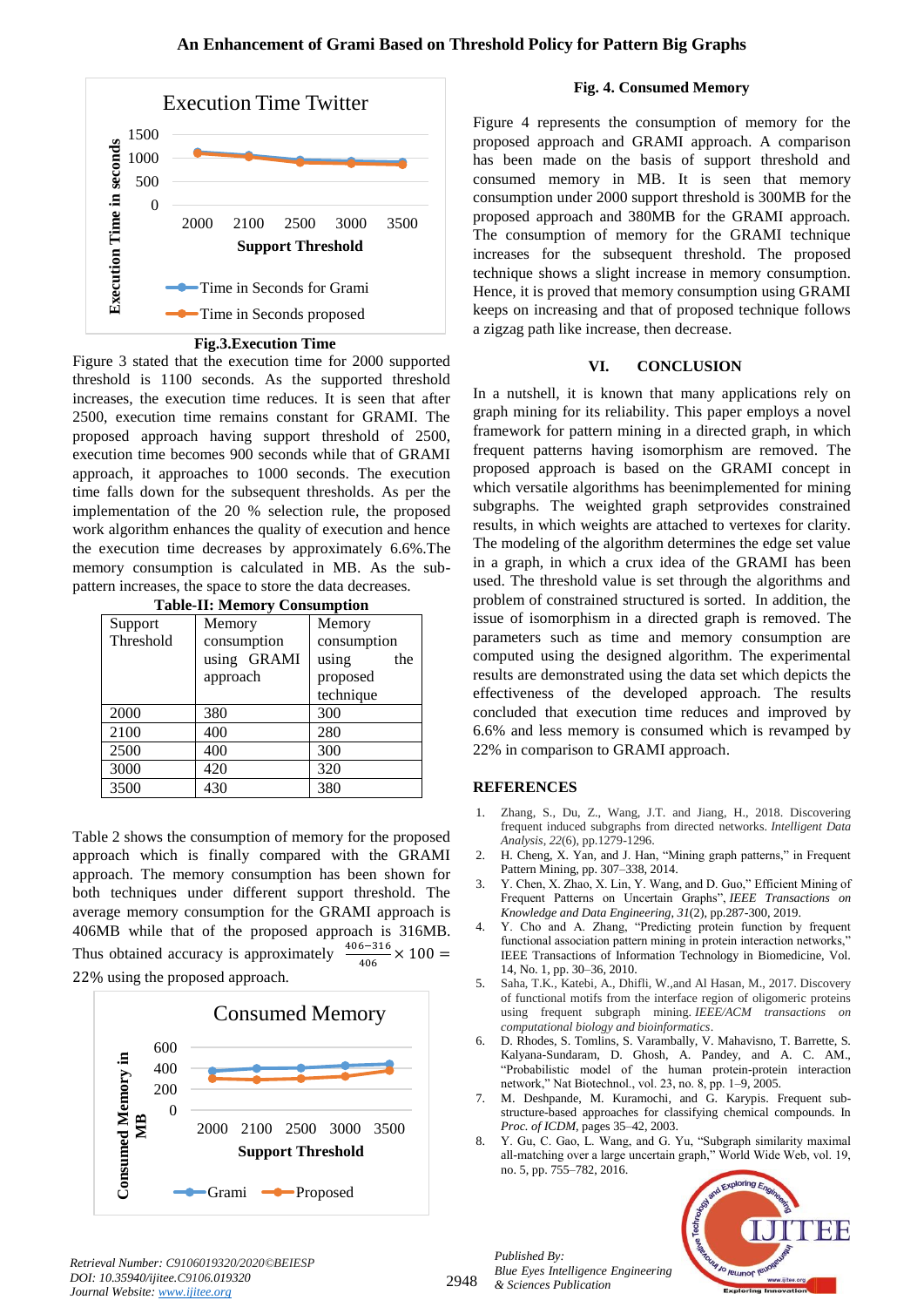Fig.3.Execution Time

Figure 3 stated that the execution time for 2000 supported threshold is 1100 seconds. As the supported threshold increases, the execution time reduces. It is seen that after 2500, execution time remains constant for GRAMI. The proposed approach having support threshold of 2500, execution time becomes 900 seconds while that of GRAMI approach, it approaches to 1000 seconds. The execution time falls down for the subsequent thresholds. As per the implementation of the 20 % selection rule, the proposed work algorithm enhances the quality of execution and hence the execution time decreases by approximately 6.6%.The memory consumption is calculated in MB. As the sub-pattern increases, the space to store the data decreases.

**Table-II: Memory Consumption**

| Support Threshold | Memory consumption using GRAMI approach | Memory consumption using the proposed technique |
|---|---|---|
| 2000 | 380 | 300 |
| 2100 | 400 | 280 |
| 2500 | 400 | 300 |
| 3000 | 420 | 320 |
| 3500 | 430 | 380 |

Table 2 shows the consumption of memory for the proposed approach which is finally compared with the GRAMI approach. The memory consumption has been shown for both techniques under different support threshold. The average memory consumption for the GRAMI approach is 406MB while that of the proposed approach is 316MB. Thus obtained accuracy is approximately $\frac{406-316}{406} \times 100 = 22\%$ using the proposed approach.

Fig. 4. Consumed Memory

Figure 4 represents the consumption of memory for the proposed approach and GRAMI approach. A comparison has been made on the basis of support threshold and consumed memory in MB. It is seen that memory consumption under 2000 support threshold is 300MB for the proposed approach and 380MB for the GRAMI approach. The consumption of memory for the GRAMI technique increases for the subsequent threshold. The proposed technique shows a slight increase in memory consumption. Hence, it is proved that memory consumption using GRAMI keeps on increasing and that of proposed technique follows a zigzag path like increase, then decrease.

## VI. CONCLUSION

In a nutshell, it is known that many applications rely on graph mining for its reliability. This paper employs a novel framework for pattern mining in a directed graph, in which frequent patterns having isomorphism are removed. The proposed approach is based on the GRAMI concept in which versatile algorithms has beenimplemented for mining subgraphs. The weighted graph setprovides constrained results, in which weights are attached to vertexes for clarity. The modeling of the algorithm determines the edge set value in a graph, in which a crux idea of the GRAMI has been used. The threshold value is set through the algorithms and problem of constrained structured is sorted. In addition, the issue of isomorphism in a directed graph is removed. The parameters such as time and memory consumption are computed using the designed algorithm. The experimental results are demonstrated using the data set which depicts the effectiveness of the developed approach. The results concluded that execution time reduces and improved by 6.6% and less memory is consumed which is revamped by 22% in comparison to GRAMI approach.

## REFERENCES

1. Zhang, S., Du, Z., Wang, J.T. and Jiang, H., 2018. Discovering frequent induced subgraphs from directed networks. *Intelligent Data Analysis*, *22*(6), pp.1279-1296.
2. H. Cheng, X. Yan, and J. Han, "Mining graph patterns," in Frequent Pattern Mining, pp. 307–338, 2014.
3. Y. Chen, X. Zhao, X. Lin, Y. Wang, and D. Guo," Efficient Mining of Frequent Patterns on Uncertain Graphs", *IEEE Transactions on Knowledge and Data Engineering*, *31*(2), pp.287-300, 2019.
4. Y. Cho and A. Zhang, "Predicting protein function by frequent functional association pattern mining in protein interaction networks," IEEE Transactions of Information Technology in Biomedicine, Vol. 14, No. 1, pp. 30–36, 2010.
5. Saha, T.K., Katebi, A., Dhifli, W.,and Al Hasan, M., 2017. Discovery of functional motifs from the interface region of oligomeric proteins using frequent subgraph mining. *IEEE/ACM transactions on computational biology and bioinformatics*.
6. D. Rhodes, S. Tomlins, S. Varambally, V. Mahavisno, T. Barrette, S. Kalyana-Sundaram, D. Ghosh, A. Pandey, and A. C. AM., "Probabilistic model of the human protein-protein interaction network," Nat Biotechnol., vol. 23, no. 8, pp. 1–9, 2005.
7. M. Deshpande, M. Kuramochi, and G. Karypis. Frequent sub-structure-based approaches for classifying chemical compounds. In *Proc. of ICDM*, pages 35–42, 2003.
8. Y. Gu, C. Gao, L. Wang, and G. Yu, "Subgraph similarity maximal all-matching over a large uncertain graph," World Wide Web, vol. 19, no. 5, pp. 755–782, 2016.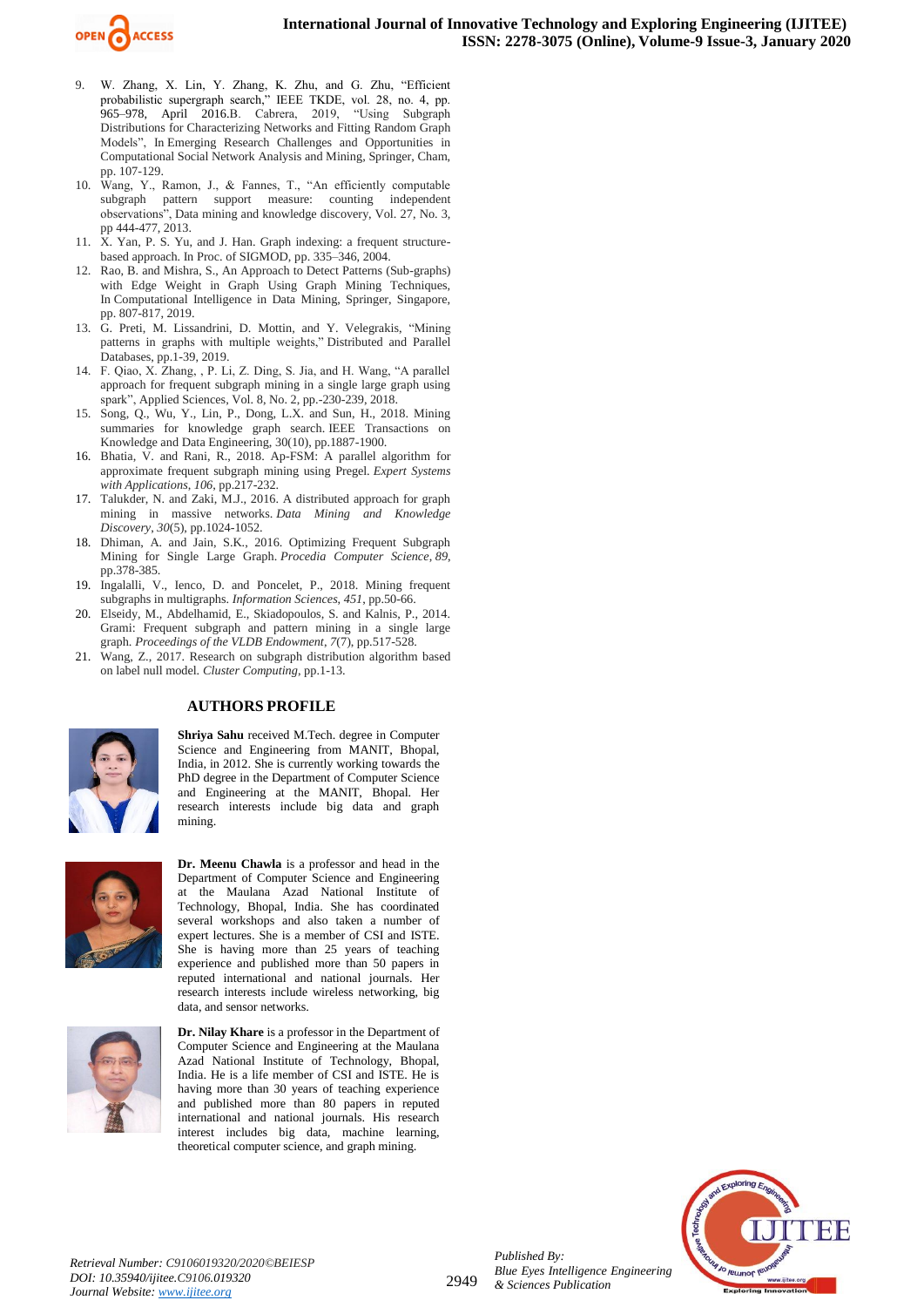9. W. Zhang, X. Lin, Y. Zhang, K. Zhu, and G. Zhu, "Efficient probabilistic supergraph search," IEEE TKDE, vol. 28, no. 4, pp. 965–978, April 2016.B. Cabrera, 2019, "Using Subgraph Distributions for Characterizing Networks and Fitting Random Graph Models", In Emerging Research Challenges and Opportunities in Computational Social Network Analysis and Mining, Springer, Cham, pp. 107-129.
10. Wang, Y., Ramon, J., & Fannes, T., "An efficiently computable subgraph pattern support measure: counting independent observations", Data mining and knowledge discovery, Vol. 27, No. 3, pp 444-477, 2013.
11. X. Yan, P. S. Yu, and J. Han. Graph indexing: a frequent structure-based approach. In Proc. of SIGMOD, pp. 335–346, 2004.
12. Rao, B. and Mishra, S., An Approach to Detect Patterns (Sub-graphs) with Edge Weight in Graph Using Graph Mining Techniques, In Computational Intelligence in Data Mining, Springer, Singapore, pp. 807-817, 2019.
13. G. Preti, M. Lissandrini, D. Mottin, and Y. Velegrakis, "Mining patterns in graphs with multiple weights," Distributed and Parallel Databases, pp.1-39, 2019.
14. F. Qiao, X. Zhang, , P. Li, Z. Ding, S. Jia, and H. Wang, "A parallel approach for frequent subgraph mining in a single large graph using spark", Applied Sciences, Vol. 8, No. 2, pp.-230-239, 2018.
15. Song, Q., Wu, Y., Lin, P., Dong, L.X. and Sun, H., 2018. Mining summaries for knowledge graph search. IEEE Transactions on Knowledge and Data Engineering, 30(10), pp.1887-1900.
16. Bhatia, V. and Rani, R., 2018. Ap-FSM: A parallel algorithm for approximate frequent subgraph mining using Pregel. *Expert Systems with Applications*, *106*, pp.217-232.
17. Talukder, N. and Zaki, M.J., 2016. A distributed approach for graph mining in massive networks. *Data Mining and Knowledge Discovery*, *30*(5), pp.1024-1052.
18. Dhiman, A. and Jain, S.K., 2016. Optimizing Frequent Subgraph Mining for Single Large Graph. *Procedia Computer Science*, *89*, pp.378-385.
19. Ingalalli, V., Ienco, D. and Poncelet, P., 2018. Mining frequent subgraphs in multigraphs. *Information Sciences*, *451*, pp.50-66.
20. Elseidy, M., Abdelhamid, E., Skiadopoulos, S. and Kalnis, P., 2014. Grami: Frequent subgraph and pattern mining in a single large graph. *Proceedings of the VLDB Endowment*, *7*(7), pp.517-528.
21. Wang, Z., 2017. Research on subgraph distribution algorithm based on label null model. *Cluster Computing*, pp.1-13.

## AUTHORS PROFILE

**Shriya Sahu** received M.Tech. degree in Computer Science and Engineering from MANIT, Bhopal, India, in 2012. She is currently working towards the PhD degree in the Department of Computer Science and Engineering at the MANIT, Bhopal. Her research interests include big data and graph mining.

**Dr. Meenu Chawla** is a professor and head in the Department of Computer Science and Engineering at the Maulana Azad National Institute of Technology, Bhopal, India. She has coordinated several workshops and also taken a number of expert lectures. She is a member of CSI and ISTE. She is having more than 25 years of teaching experience and published more than 50 papers in reputed international and national journals. Her research interests include wireless networking, big data, and sensor networks.

**Dr. Nilay Khare** is a professor in the Department of Computer Science and Engineering at the Maulana Azad National Institute of Technology, Bhopal, India. He is a life member of CSI and ISTE. He is having more than 30 years of teaching experience and published more than 80 papers in reputed international and national journals. His research interest includes big data, machine learning, theoretical computer science, and graph mining.